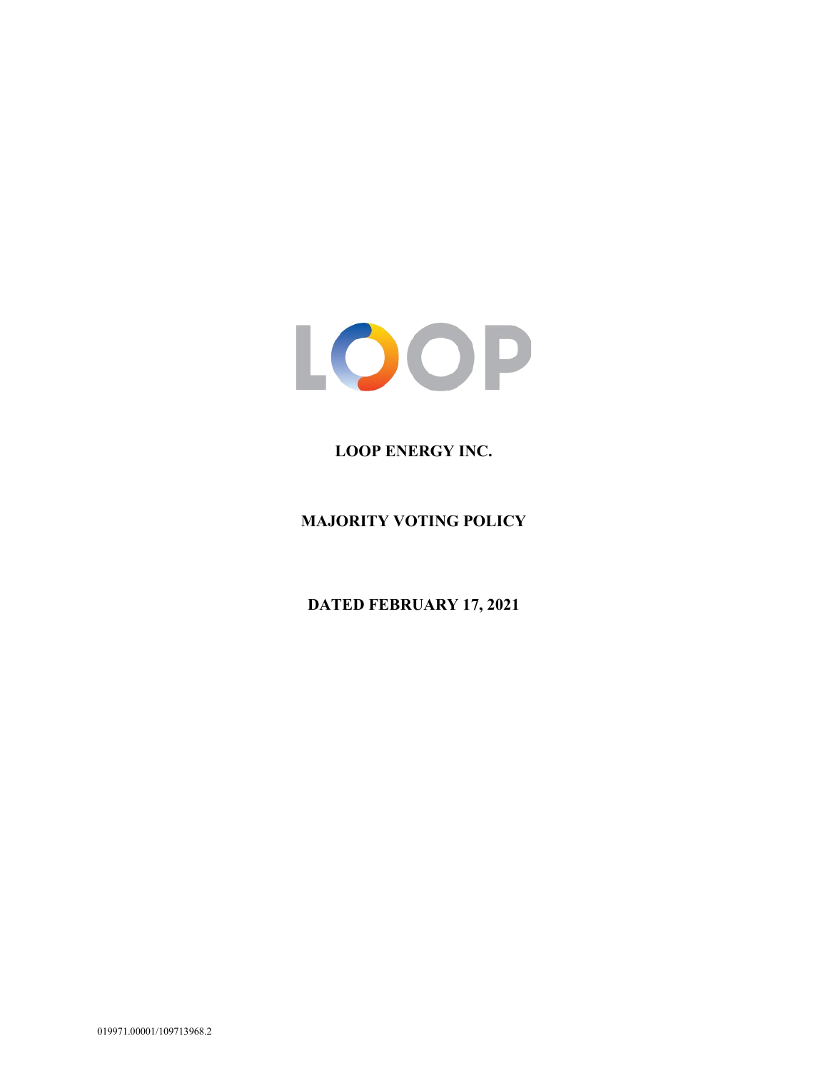# LOOP ENERGY INC.

## MAJORITY VOTING POLICY

**DATED FEBRUARY 17, 2021**

019971.00001/109713968.2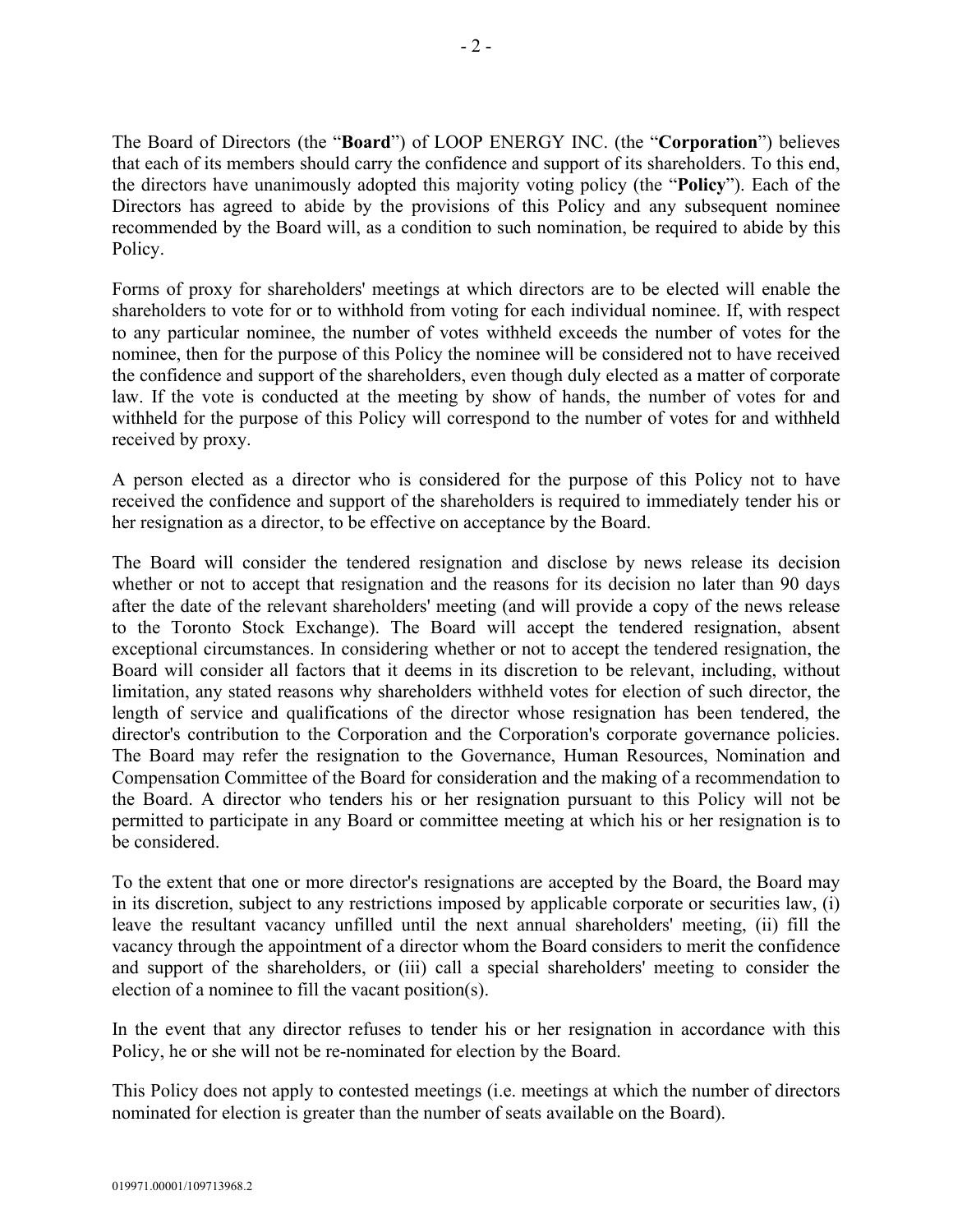The Board of Directors (the "**Board**") of LOOP ENERGY INC. (the "**Corporation**") believes that each of its members should carry the confidence and support of its shareholders. To this end, the directors have unanimously adopted this majority voting policy (the "**Policy**"). Each of the Directors has agreed to abide by the provisions of this Policy and any subsequent nominee recommended by the Board will, as a condition to such nomination, be required to abide by this Policy.

Forms of proxy for shareholders' meetings at which directors are to be elected will enable the shareholders to vote for or to withhold from voting for each individual nominee. If, with respect to any particular nominee, the number of votes withheld exceeds the number of votes for the nominee, then for the purpose of this Policy the nominee will be considered not to have received the confidence and support of the shareholders, even though duly elected as a matter of corporate law. If the vote is conducted at the meeting by show of hands, the number of votes for and withheld for the purpose of this Policy will correspond to the number of votes for and withheld received by proxy.

A person elected as a director who is considered for the purpose of this Policy not to have received the confidence and support of the shareholders is required to immediately tender his or her resignation as a director, to be effective on acceptance by the Board.

The Board will consider the tendered resignation and disclose by news release its decision whether or not to accept that resignation and the reasons for its decision no later than 90 days after the date of the relevant shareholders' meeting (and will provide a copy of the news release to the Toronto Stock Exchange). The Board will accept the tendered resignation, absent exceptional circumstances. In considering whether or not to accept the tendered resignation, the Board will consider all factors that it deems in its discretion to be relevant, including, without limitation, any stated reasons why shareholders withheld votes for election of such director, the length of service and qualifications of the director whose resignation has been tendered, the director's contribution to the Corporation and the Corporation's corporate governance policies. The Board may refer the resignation to the Governance, Human Resources, Nomination and Compensation Committee of the Board for consideration and the making of a recommendation to the Board. A director who tenders his or her resignation pursuant to this Policy will not be permitted to participate in any Board or committee meeting at which his or her resignation is to be considered.

To the extent that one or more director's resignations are accepted by the Board, the Board may in its discretion, subject to any restrictions imposed by applicable corporate or securities law, (i) leave the resultant vacancy unfilled until the next annual shareholders' meeting, (ii) fill the vacancy through the appointment of a director whom the Board considers to merit the confidence and support of the shareholders, or (iii) call a special shareholders' meeting to consider the election of a nominee to fill the vacant position(s).

In the event that any director refuses to tender his or her resignation in accordance with this Policy, he or she will not be re-nominated for election by the Board.

This Policy does not apply to contested meetings (i.e. meetings at which the number of directors nominated for election is greater than the number of seats available on the Board).

019971.00001/109713968.2